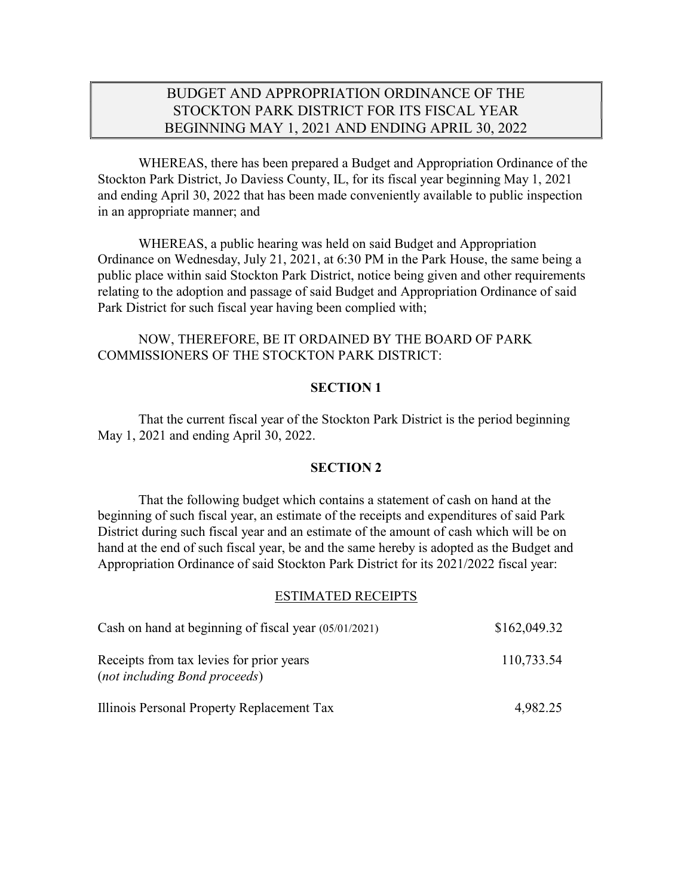# BUDGET AND APPROPRIATION ORDINANCE OF THE STOCKTON PARK DISTRICT FOR ITS FISCAL YEAR BEGINNING MAY 1, 2021 AND ENDING APRIL 30, 2022

WHEREAS, there has been prepared a Budget and Appropriation Ordinance of the Stockton Park District, Jo Daviess County, IL, for its fiscal year beginning May 1, 2021 and ending April 30, 2022 that has been made conveniently available to public inspection in an appropriate manner; and

WHEREAS, a public hearing was held on said Budget and Appropriation Ordinance on Wednesday, July 21, 2021, at 6:30 PM in the Park House, the same being a public place within said Stockton Park District, notice being given and other requirements relating to the adoption and passage of said Budget and Appropriation Ordinance of said Park District for such fiscal year having been complied with;

NOW, THEREFORE, BE IT ORDAINED BY THE BOARD OF PARK COMMISSIONERS OF THE STOCKTON PARK DISTRICT:

**SECTION 1**

That the current fiscal year of the Stockton Park District is the period beginning May 1, 2021 and ending April 30, 2022.

**SECTION 2**

That the following budget which contains a statement of cash on hand at the beginning of such fiscal year, an estimate of the receipts and expenditures of said Park District during such fiscal year and an estimate of the amount of cash which will be on hand at the end of such fiscal year, be and the same hereby is adopted as the Budget and Appropriation Ordinance of said Stockton Park District for its 2021/2022 fiscal year:

ESTIMATED RECEIPTS

| | |
|---|---|
| Cash on hand at beginning of fiscal year (05/01/2021) | $162,049.32 |
| Receipts from tax levies for prior years (*not including Bond proceeds*) | 110,733.54 |
| Illinois Personal Property Replacement Tax | 4,982.25 |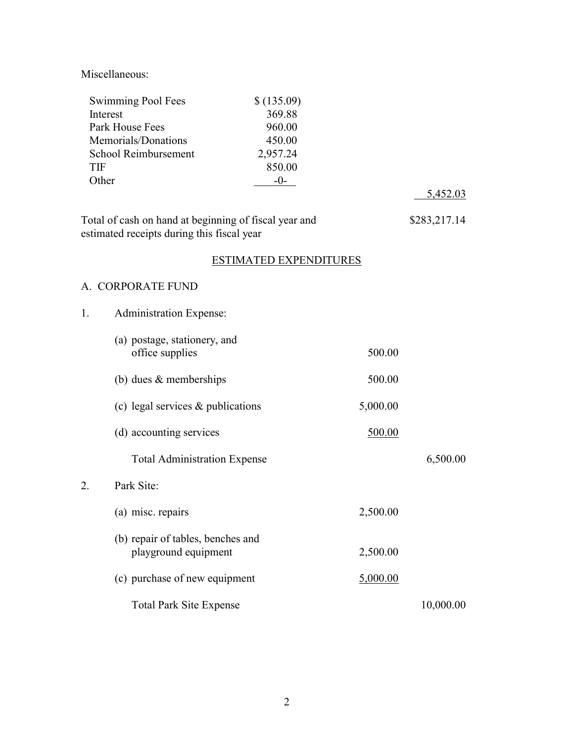Miscellaneous:

| | | |
|---|---|---|
| Swimming Pool Fees | $ (135.09) | |
| Interest | 369.88 | |
| Park House Fees | 960.00 | |
| Memorials/Donations | 450.00 | |
| School Reimbursement | 2,957.24 | |
| TIF | 850.00 | |
| Other | -0- | |
| | | 5,452.03 |

Total of cash on hand at beginning of fiscal year and estimated receipts during this fiscal year — $283,217.14

## ESTIMATED EXPENDITURES

A. CORPORATE FUND

1. Administration Expense:

| | | |
|---|---|---|
| (a) postage, stationery, and office supplies | 500.00 | |
| (b) dues & memberships | 500.00 | |
| (c) legal services & publications | 5,000.00 | |
| (d) accounting services | 500.00 | |
| Total Administration Expense | | 6,500.00 |

2. Park Site:

| | | |
|---|---|---|
| (a) misc. repairs | 2,500.00 | |
| (b) repair of tables, benches and playground equipment | 2,500.00 | |
| (c) purchase of new equipment | 5,000.00 | |
| Total Park Site Expense | | 10,000.00 |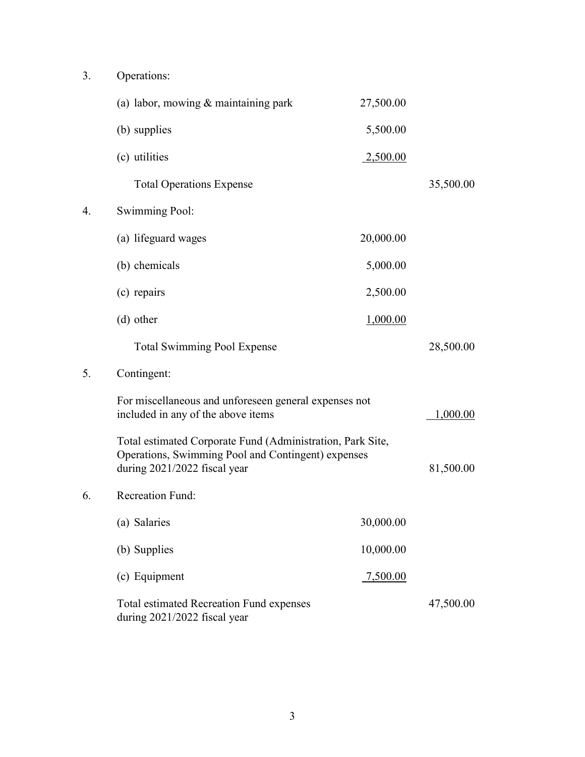3. Operations:

| | | |
|---|---|---|
| (a) labor, mowing & maintaining park | 27,500.00 | |
| (b) supplies | 5,500.00 | |
| (c) utilities | 2,500.00 | |
| Total Operations Expense | | 35,500.00 |

4. Swimming Pool:

| | | |
|---|---|---|
| (a) lifeguard wages | 20,000.00 | |
| (b) chemicals | 5,000.00 | |
| (c) repairs | 2,500.00 | |
| (d) other | 1,000.00 | |
| Total Swimming Pool Expense | | 28,500.00 |

5. Contingent:

| | | |
|---|---|---|
| For miscellaneous and unforeseen general expenses not included in any of the above items | | 1,000.00 |
| Total estimated Corporate Fund (Administration, Park Site, Operations, Swimming Pool and Contingent) expenses during 2021/2022 fiscal year | | 81,500.00 |

6. Recreation Fund:

| | | |
|---|---|---|
| (a) Salaries | 30,000.00 | |
| (b) Supplies | 10,000.00 | |
| (c) Equipment | 7,500.00 | |
| Total estimated Recreation Fund expenses during 2021/2022 fiscal year | | 47,500.00 |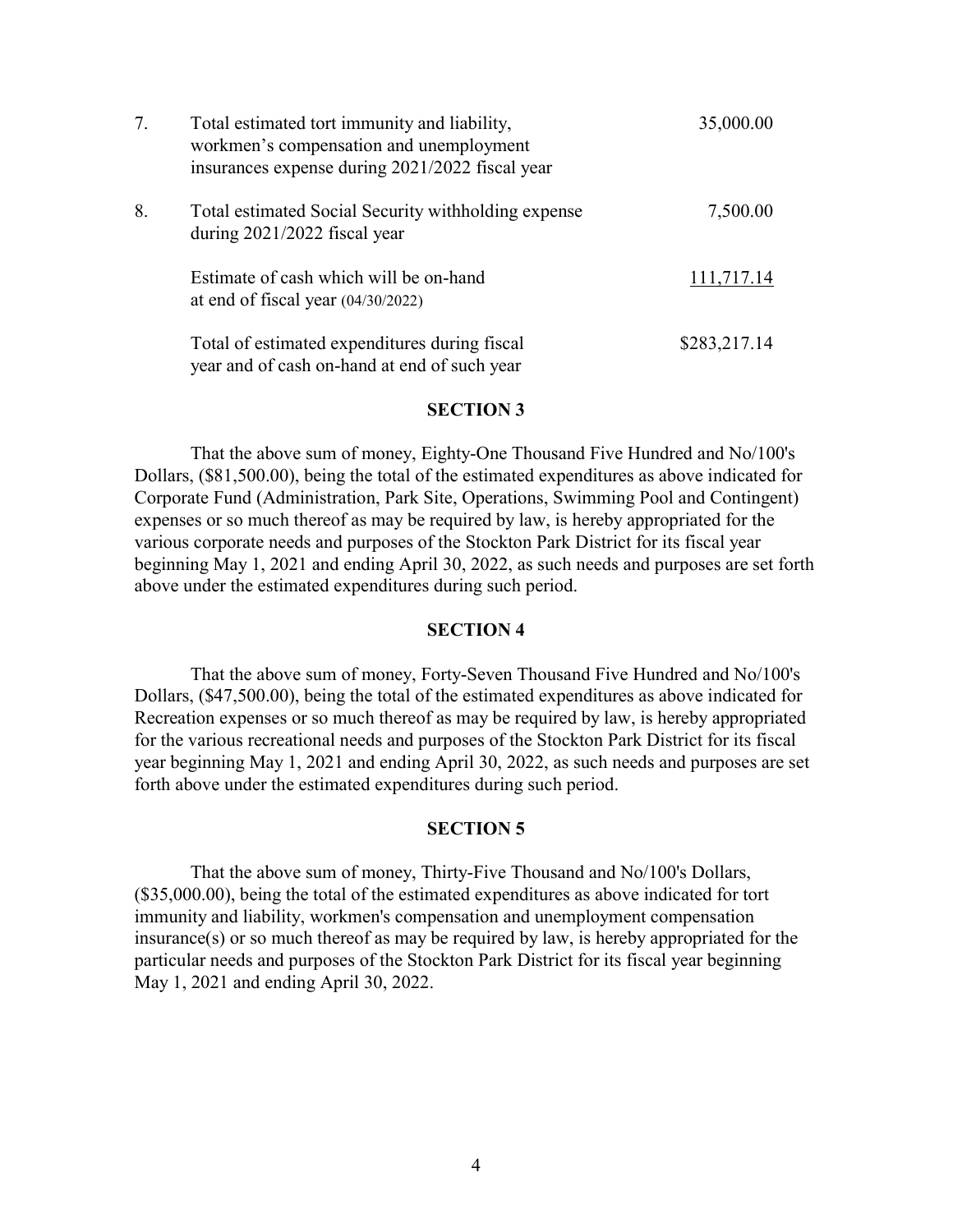| | | |
|---|---|---|
| 7. | Total estimated tort immunity and liability, workmen's compensation and unemployment insurances expense during 2021/2022 fiscal year | 35,000.00 |
| 8. | Total estimated Social Security withholding expense during 2021/2022 fiscal year | 7,500.00 |
| | Estimate of cash which will be on-hand at end of fiscal year (04/30/2022) | 111,717.14 |
| | Total of estimated expenditures during fiscal year and of cash on-hand at end of such year | $283,217.14 |

**SECTION 3**

That the above sum of money, Eighty-One Thousand Five Hundred and No/100's Dollars, ($81,500.00), being the total of the estimated expenditures as above indicated for Corporate Fund (Administration, Park Site, Operations, Swimming Pool and Contingent) expenses or so much thereof as may be required by law, is hereby appropriated for the various corporate needs and purposes of the Stockton Park District for its fiscal year beginning May 1, 2021 and ending April 30, 2022, as such needs and purposes are set forth above under the estimated expenditures during such period.

**SECTION 4**

That the above sum of money, Forty-Seven Thousand Five Hundred and No/100's Dollars, ($47,500.00), being the total of the estimated expenditures as above indicated for Recreation expenses or so much thereof as may be required by law, is hereby appropriated for the various recreational needs and purposes of the Stockton Park District for its fiscal year beginning May 1, 2021 and ending April 30, 2022, as such needs and purposes are set forth above under the estimated expenditures during such period.

**SECTION 5**

That the above sum of money, Thirty-Five Thousand and No/100's Dollars, ($35,000.00), being the total of the estimated expenditures as above indicated for tort immunity and liability, workmen's compensation and unemployment compensation insurance(s) or so much thereof as may be required by law, is hereby appropriated for the particular needs and purposes of the Stockton Park District for its fiscal year beginning May 1, 2021 and ending April 30, 2022.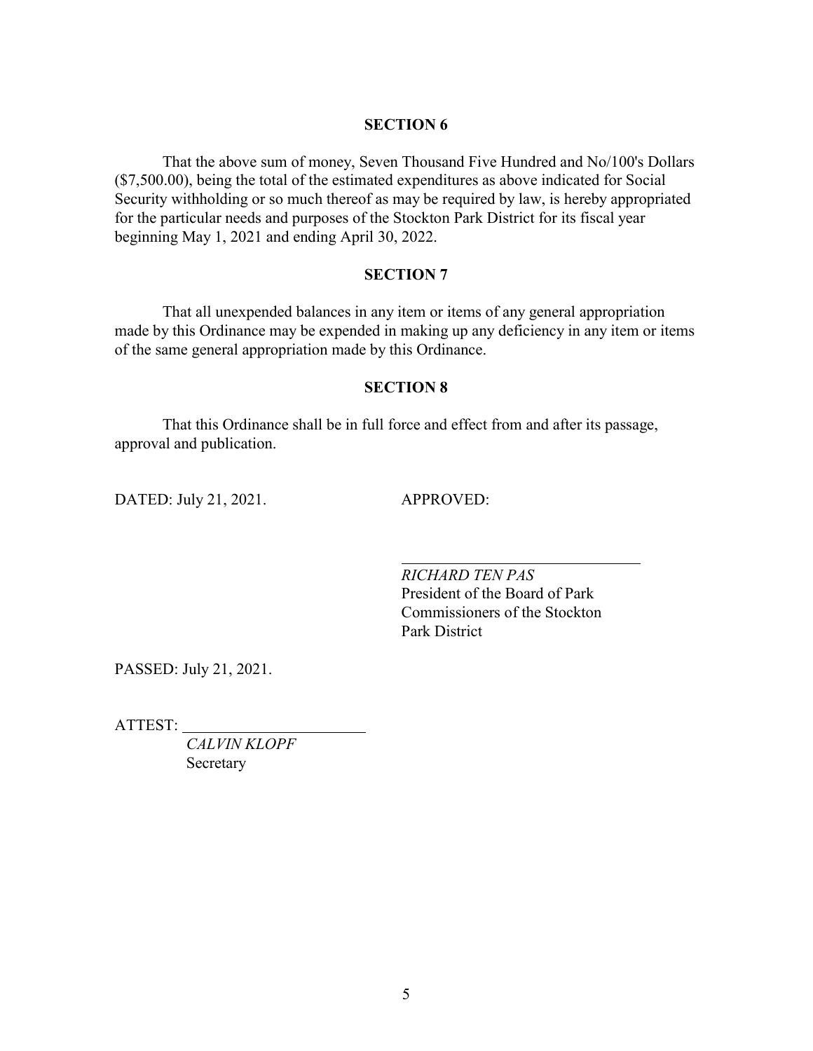## SECTION 6

That the above sum of money, Seven Thousand Five Hundred and No/100's Dollars ($7,500.00), being the total of the estimated expenditures as above indicated for Social Security withholding or so much thereof as may be required by law, is hereby appropriated for the particular needs and purposes of the Stockton Park District for its fiscal year beginning May 1, 2021 and ending April 30, 2022.

## SECTION 7

That all unexpended balances in any item or items of any general appropriation made by this Ordinance may be expended in making up any deficiency in any item or items of the same general appropriation made by this Ordinance.

## SECTION 8

That this Ordinance shall be in full force and effect from and after its passage, approval and publication.

DATED: July 21, 2021.

APPROVED:

\_\_\_\_\_\_\_\_\_\_\_\_\_\_\_\_\_\_\_\_\_\_\_\_\_\_\_\_\_\_

*RICHARD TEN PAS*
President of the Board of Park Commissioners of the Stockton Park District

PASSED: July 21, 2021.

ATTEST: \_\_\_\_\_\_\_\_\_\_\_\_\_\_\_\_\_\_\_\_\_\_\_\_

*CALVIN KLOPF*
Secretary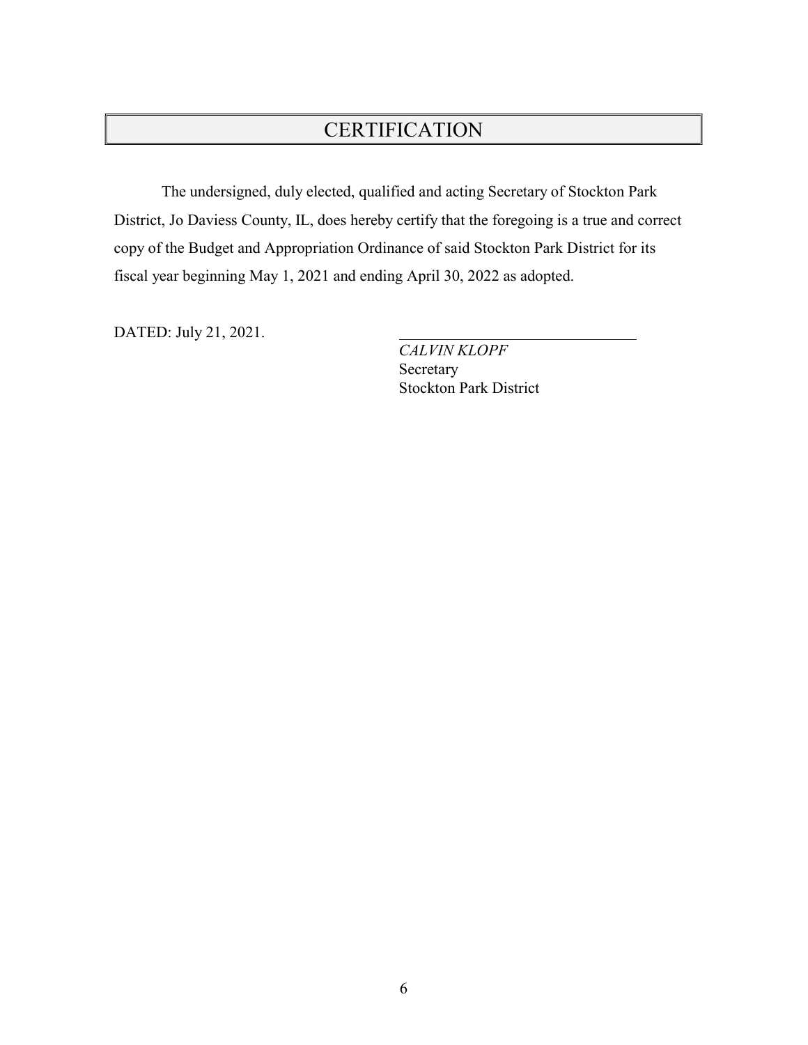# CERTIFICATION

The undersigned, duly elected, qualified and acting Secretary of Stockton Park District, Jo Daviess County, IL, does hereby certify that the foregoing is a true and correct copy of the Budget and Appropriation Ordinance of said Stockton Park District for its fiscal year beginning May 1, 2021 and ending April 30, 2022 as adopted.

DATED: July 21, 2021.

\_\_\_\_\_\_\_\_\_\_\_\_\_\_\_\_\_\_\_\_\_\_\_\_\_\_\_\_\_\_

*CALVIN KLOPF*
Secretary
Stockton Park District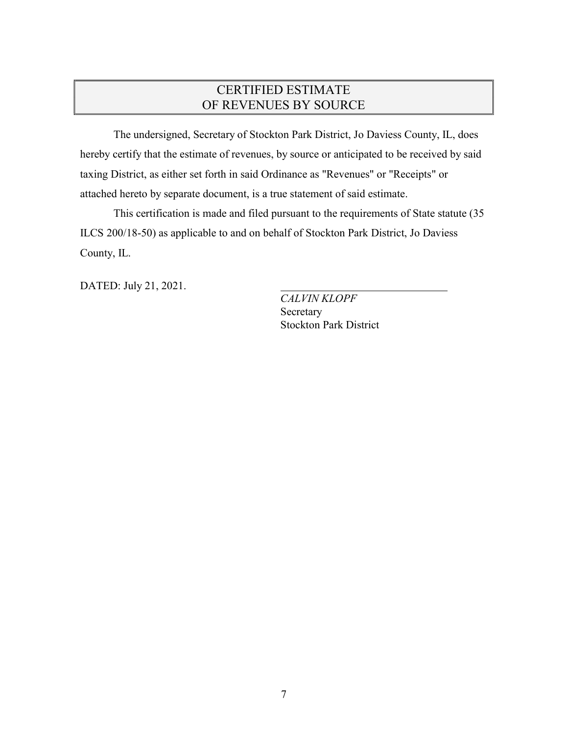# CERTIFIED ESTIMATE OF REVENUES BY SOURCE

The undersigned, Secretary of Stockton Park District, Jo Daviess County, IL, does hereby certify that the estimate of revenues, by source or anticipated to be received by said taxing District, as either set forth in said Ordinance as "Revenues" or "Receipts" or attached hereto by separate document, is a true statement of said estimate.

This certification is made and filed pursuant to the requirements of State statute (35 ILCS 200/18-50) as applicable to and on behalf of Stockton Park District, Jo Daviess County, IL.

DATED: July 21, 2021.

\_\_\_\_\_\_\_\_\_\_\_\_\_\_\_\_\_\_\_\_\_\_\_\_\_\_\_\_\_\_\_\_

*CALVIN KLOPF*
Secretary
Stockton Park District